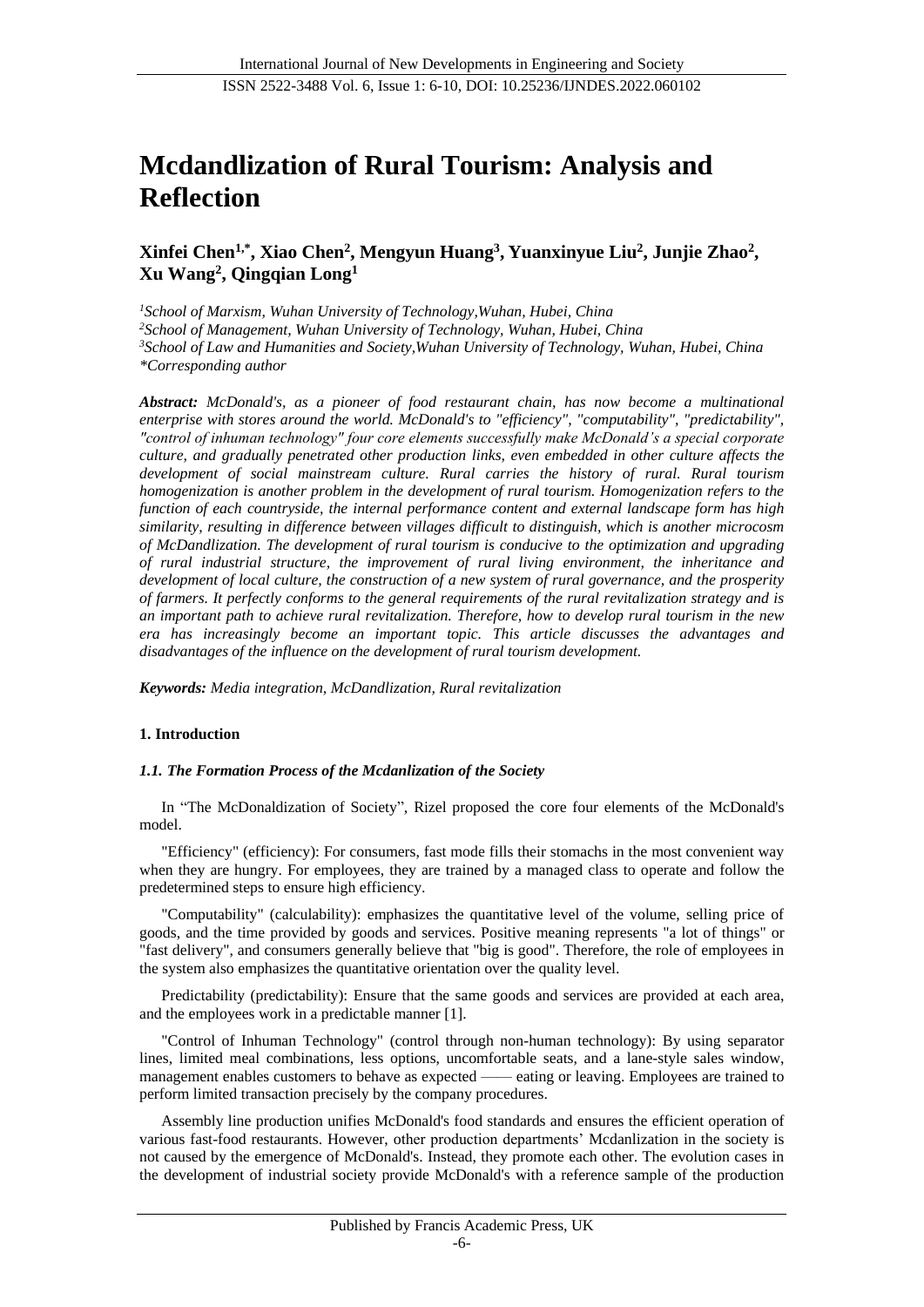# Mcdandlization of Rural Tourism: Analysis and Reflection

**Xinfei Chen[1,*], Xiao Chen[2], Mengyun Huang[3], Yuanxinyue Liu[2], Junjie Zhao[2], Xu Wang[2], Qingqian Long[1]**

*[1]School of Marxism, Wuhan University of Technology,Wuhan, Hubei, China*
*[2]School of Management, Wuhan University of Technology, Wuhan, Hubei, China*
*[3]School of Law and Humanities and Society,Wuhan University of Technology, Wuhan, Hubei, China*
*\*Corresponding author*

***Abstract:** McDonald's, as a pioneer of food restaurant chain, has now become a multinational enterprise with stores around the world. McDonald's to "efficiency", "computability", "predictability", "control of inhuman technology" four core elements successfully make McDonald's a special corporate culture, and gradually penetrated other production links, even embedded in other culture affects the development of social mainstream culture. Rural carries the history of rural. Rural tourism homogenization is another problem in the development of rural tourism. Homogenization refers to the function of each countryside, the internal performance content and external landscape form has high similarity, resulting in difference between villages difficult to distinguish, which is another microcosm of McDandlization. The development of rural tourism is conducive to the optimization and upgrading of rural industrial structure, the improvement of rural living environment, the inheritance and development of local culture, the construction of a new system of rural governance, and the prosperity of farmers. It perfectly conforms to the general requirements of the rural revitalization strategy and is an important path to achieve rural revitalization. Therefore, how to develop rural tourism in the new era has increasingly become an important topic. This article discusses the advantages and disadvantages of the influence on the development of rural tourism development.*

***Keywords:** Media integration, McDandlization, Rural revitalization*

## 1. Introduction

### *1.1. The Formation Process of the Mcdanlization of the Society*

In "The McDonaldization of Society", Rizel proposed the core four elements of the McDonald's model.

"Efficiency" (efficiency): For consumers, fast mode fills their stomachs in the most convenient way when they are hungry. For employees, they are trained by a managed class to operate and follow the predetermined steps to ensure high efficiency.

"Computability" (calculability): emphasizes the quantitative level of the volume, selling price of goods, and the time provided by goods and services. Positive meaning represents "a lot of things" or "fast delivery", and consumers generally believe that "big is good". Therefore, the role of employees in the system also emphasizes the quantitative orientation over the quality level.

Predictability (predictability): Ensure that the same goods and services are provided at each area, and the employees work in a predictable manner [1].

"Control of Inhuman Technology" (control through non-human technology): By using separator lines, limited meal combinations, less options, uncomfortable seats, and a lane-style sales window, management enables customers to behave as expected —— eating or leaving. Employees are trained to perform limited transaction precisely by the company procedures.

Assembly line production unifies McDonald's food standards and ensures the efficient operation of various fast-food restaurants. However, other production departments' Mcdanlization in the society is not caused by the emergence of McDonald's. Instead, they promote each other. The evolution cases in the development of industrial society provide McDonald's with a reference sample of the production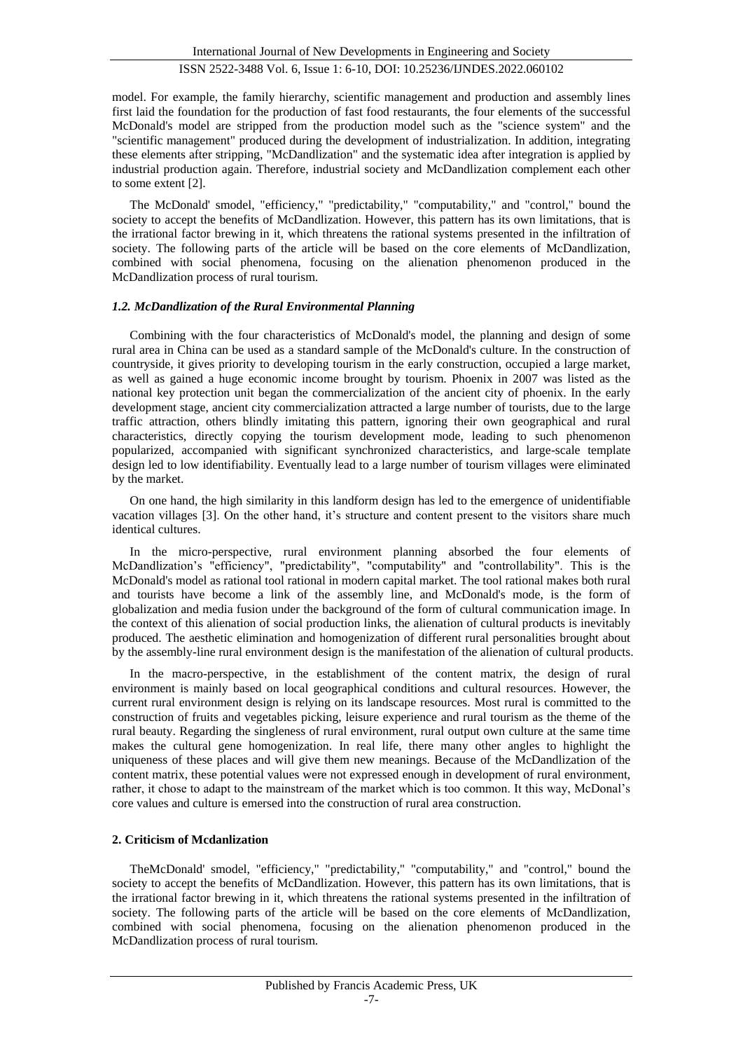model. For example, the family hierarchy, scientific management and production and assembly lines first laid the foundation for the production of fast food restaurants, the four elements of the successful McDonald's model are stripped from the production model such as the "science system" and the "scientific management" produced during the development of industrialization. In addition, integrating these elements after stripping, "McDandlization" and the systematic idea after integration is applied by industrial production again. Therefore, industrial society and McDandlization complement each other to some extent [2].

The McDonald' smodel, "efficiency," "predictability," "computability," and "control," bound the society to accept the benefits of McDandlization. However, this pattern has its own limitations, that is the irrational factor brewing in it, which threatens the rational systems presented in the infiltration of society. The following parts of the article will be based on the core elements of McDandlization, combined with social phenomena, focusing on the alienation phenomenon produced in the McDandlization process of rural tourism.

### *1.2. McDandlization of the Rural Environmental Planning*

Combining with the four characteristics of McDonald's model, the planning and design of some rural area in China can be used as a standard sample of the McDonald's culture. In the construction of countryside, it gives priority to developing tourism in the early construction, occupied a large market, as well as gained a huge economic income brought by tourism. Phoenix in 2007 was listed as the national key protection unit began the commercialization of the ancient city of phoenix. In the early development stage, ancient city commercialization attracted a large number of tourists, due to the large traffic attraction, others blindly imitating this pattern, ignoring their own geographical and rural characteristics, directly copying the tourism development mode, leading to such phenomenon popularized, accompanied with significant synchronized characteristics, and large-scale template design led to low identifiability. Eventually lead to a large number of tourism villages were eliminated by the market.

On one hand, the high similarity in this landform design has led to the emergence of unidentifiable vacation villages [3]. On the other hand, it's structure and content present to the visitors share much identical cultures.

In the micro-perspective, rural environment planning absorbed the four elements of McDandlization's "efficiency", "predictability", "computability" and "controllability". This is the McDonald's model as rational tool rational in modern capital market. The tool rational makes both rural and tourists have become a link of the assembly line, and McDonald's mode, is the form of globalization and media fusion under the background of the form of cultural communication image. In the context of this alienation of social production links, the alienation of cultural products is inevitably produced. The aesthetic elimination and homogenization of different rural personalities brought about by the assembly-line rural environment design is the manifestation of the alienation of cultural products.

In the macro-perspective, in the establishment of the content matrix, the design of rural environment is mainly based on local geographical conditions and cultural resources. However, the current rural environment design is relying on its landscape resources. Most rural is committed to the construction of fruits and vegetables picking, leisure experience and rural tourism as the theme of the rural beauty. Regarding the singleness of rural environment, rural output own culture at the same time makes the cultural gene homogenization. In real life, there many other angles to highlight the uniqueness of these places and will give them new meanings. Because of the McDandlization of the content matrix, these potential values were not expressed enough in development of rural environment, rather, it chose to adapt to the mainstream of the market which is too common. It this way, McDonal's core values and culture is emersed into the construction of rural area construction.

## **2. Criticism of Mcdanlization**

TheMcDonald' smodel, "efficiency," "predictability," "computability," and "control," bound the society to accept the benefits of McDandlization. However, this pattern has its own limitations, that is the irrational factor brewing in it, which threatens the rational systems presented in the infiltration of society. The following parts of the article will be based on the core elements of McDandlization, combined with social phenomena, focusing on the alienation phenomenon produced in the McDandlization process of rural tourism.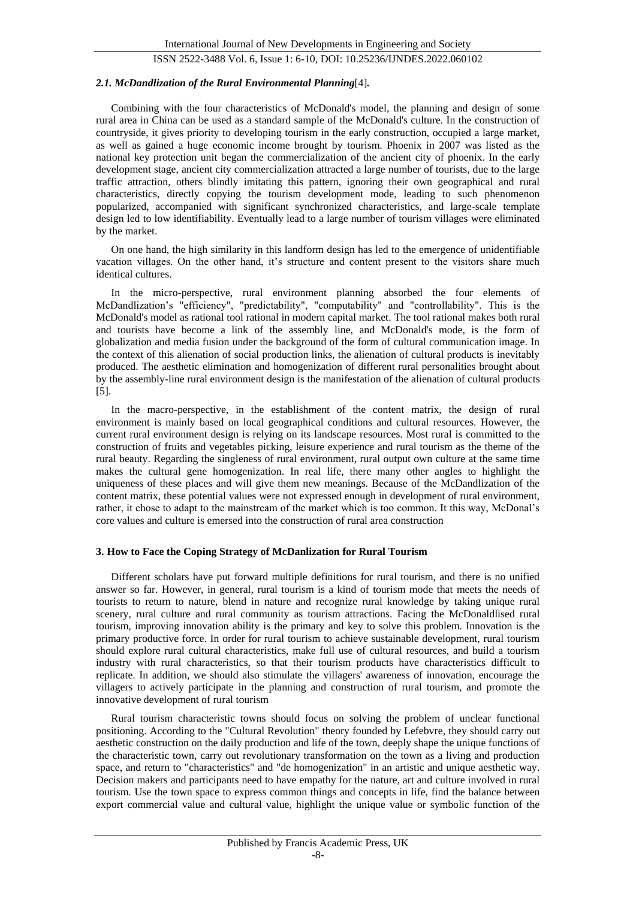### *2.1. McDandlization of the Rural Environmental Planning*[4]*.*

Combining with the four characteristics of McDonald's model, the planning and design of some rural area in China can be used as a standard sample of the McDonald's culture. In the construction of countryside, it gives priority to developing tourism in the early construction, occupied a large market, as well as gained a huge economic income brought by tourism. Phoenix in 2007 was listed as the national key protection unit began the commercialization of the ancient city of phoenix. In the early development stage, ancient city commercialization attracted a large number of tourists, due to the large traffic attraction, others blindly imitating this pattern, ignoring their own geographical and rural characteristics, directly copying the tourism development mode, leading to such phenomenon popularized, accompanied with significant synchronized characteristics, and large-scale template design led to low identifiability. Eventually lead to a large number of tourism villages were eliminated by the market.

On one hand, the high similarity in this landform design has led to the emergence of unidentifiable vacation villages. On the other hand, it's structure and content present to the visitors share much identical cultures.

In the micro-perspective, rural environment planning absorbed the four elements of McDandlization's "efficiency", "predictability", "computability" and "controllability". This is the McDonald's model as rational tool rational in modern capital market. The tool rational makes both rural and tourists have become a link of the assembly line, and McDonald's mode, is the form of globalization and media fusion under the background of the form of cultural communication image. In the context of this alienation of social production links, the alienation of cultural products is inevitably produced. The aesthetic elimination and homogenization of different rural personalities brought about by the assembly-line rural environment design is the manifestation of the alienation of cultural products [5].

In the macro-perspective, in the establishment of the content matrix, the design of rural environment is mainly based on local geographical conditions and cultural resources. However, the current rural environment design is relying on its landscape resources. Most rural is committed to the construction of fruits and vegetables picking, leisure experience and rural tourism as the theme of the rural beauty. Regarding the singleness of rural environment, rural output own culture at the same time makes the cultural gene homogenization. In real life, there many other angles to highlight the uniqueness of these places and will give them new meanings. Because of the McDandlization of the content matrix, these potential values were not expressed enough in development of rural environment, rather, it chose to adapt to the mainstream of the market which is too common. It this way, McDonal's core values and culture is emersed into the construction of rural area construction

## 3. How to Face the Coping Strategy of McDanlization for Rural Tourism

Different scholars have put forward multiple definitions for rural tourism, and there is no unified answer so far. However, in general, rural tourism is a kind of tourism mode that meets the needs of tourists to return to nature, blend in nature and recognize rural knowledge by taking unique rural scenery, rural culture and rural community as tourism attractions. Facing the McDonaldlised rural tourism, improving innovation ability is the primary and key to solve this problem. Innovation is the primary productive force. In order for rural tourism to achieve sustainable development, rural tourism should explore rural cultural characteristics, make full use of cultural resources, and build a tourism industry with rural characteristics, so that their tourism products have characteristics difficult to replicate. In addition, we should also stimulate the villagers' awareness of innovation, encourage the villagers to actively participate in the planning and construction of rural tourism, and promote the innovative development of rural tourism

Rural tourism characteristic towns should focus on solving the problem of unclear functional positioning. According to the "Cultural Revolution" theory founded by Lefebvre, they should carry out aesthetic construction on the daily production and life of the town, deeply shape the unique functions of the characteristic town, carry out revolutionary transformation on the town as a living and production space, and return to "characteristics" and "de homogenization" in an artistic and unique aesthetic way. Decision makers and participants need to have empathy for the nature, art and culture involved in rural tourism. Use the town space to express common things and concepts in life, find the balance between export commercial value and cultural value, highlight the unique value or symbolic function of the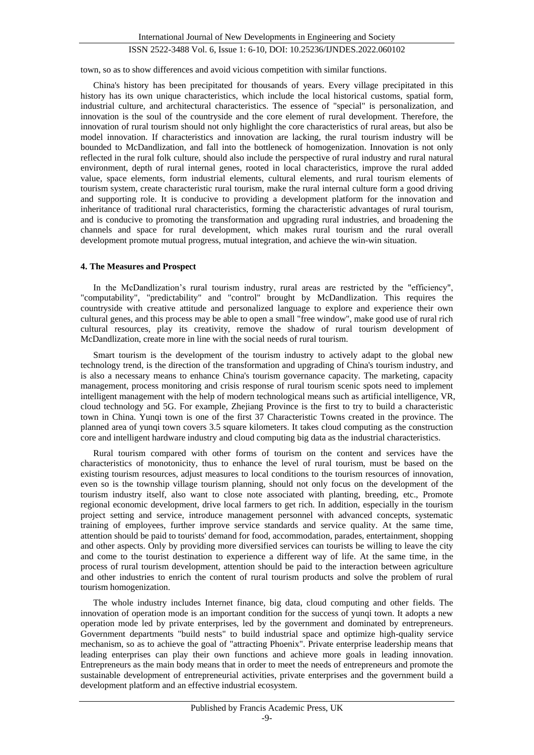town, so as to show differences and avoid vicious competition with similar functions.

China's history has been precipitated for thousands of years. Every village precipitated in this history has its own unique characteristics, which include the local historical customs, spatial form, industrial culture, and architectural characteristics. The essence of "special" is personalization, and innovation is the soul of the countryside and the core element of rural development. Therefore, the innovation of rural tourism should not only highlight the core characteristics of rural areas, but also be model innovation. If characteristics and innovation are lacking, the rural tourism industry will be bounded to McDandlization, and fall into the bottleneck of homogenization. Innovation is not only reflected in the rural folk culture, should also include the perspective of rural industry and rural natural environment, depth of rural internal genes, rooted in local characteristics, improve the rural added value, space elements, form industrial elements, cultural elements, and rural tourism elements of tourism system, create characteristic rural tourism, make the rural internal culture form a good driving and supporting role. It is conducive to providing a development platform for the innovation and inheritance of traditional rural characteristics, forming the characteristic advantages of rural tourism, and is conducive to promoting the transformation and upgrading rural industries, and broadening the channels and space for rural development, which makes rural tourism and the rural overall development promote mutual progress, mutual integration, and achieve the win-win situation.

## 4. The Measures and Prospect

In the McDandlization's rural tourism industry, rural areas are restricted by the "efficiency", "computability", "predictability" and "control" brought by McDandlization. This requires the countryside with creative attitude and personalized language to explore and experience their own cultural genes, and this process may be able to open a small "free window", make good use of rural rich cultural resources, play its creativity, remove the shadow of rural tourism development of McDandlization, create more in line with the social needs of rural tourism.

Smart tourism is the development of the tourism industry to actively adapt to the global new technology trend, is the direction of the transformation and upgrading of China's tourism industry, and is also a necessary means to enhance China's tourism governance capacity. The marketing, capacity management, process monitoring and crisis response of rural tourism scenic spots need to implement intelligent management with the help of modern technological means such as artificial intelligence, VR, cloud technology and 5G. For example, Zhejiang Province is the first to try to build a characteristic town in China. Yunqi town is one of the first 37 Characteristic Towns created in the province. The planned area of yunqi town covers 3.5 square kilometers. It takes cloud computing as the construction core and intelligent hardware industry and cloud computing big data as the industrial characteristics.

Rural tourism compared with other forms of tourism on the content and services have the characteristics of monotonicity, thus to enhance the level of rural tourism, must be based on the existing tourism resources, adjust measures to local conditions to the tourism resources of innovation, even so is the township village tourism planning, should not only focus on the development of the tourism industry itself, also want to close note associated with planting, breeding, etc., Promote regional economic development, drive local farmers to get rich. In addition, especially in the tourism project setting and service, introduce management personnel with advanced concepts, systematic training of employees, further improve service standards and service quality. At the same time, attention should be paid to tourists' demand for food, accommodation, parades, entertainment, shopping and other aspects. Only by providing more diversified services can tourists be willing to leave the city and come to the tourist destination to experience a different way of life. At the same time, in the process of rural tourism development, attention should be paid to the interaction between agriculture and other industries to enrich the content of rural tourism products and solve the problem of rural tourism homogenization.

The whole industry includes Internet finance, big data, cloud computing and other fields. The innovation of operation mode is an important condition for the success of yunqi town. It adopts a new operation mode led by private enterprises, led by the government and dominated by entrepreneurs. Government departments "build nests" to build industrial space and optimize high-quality service mechanism, so as to achieve the goal of "attracting Phoenix". Private enterprise leadership means that leading enterprises can play their own functions and achieve more goals in leading innovation. Entrepreneurs as the main body means that in order to meet the needs of entrepreneurs and promote the sustainable development of entrepreneurial activities, private enterprises and the government build a development platform and an effective industrial ecosystem.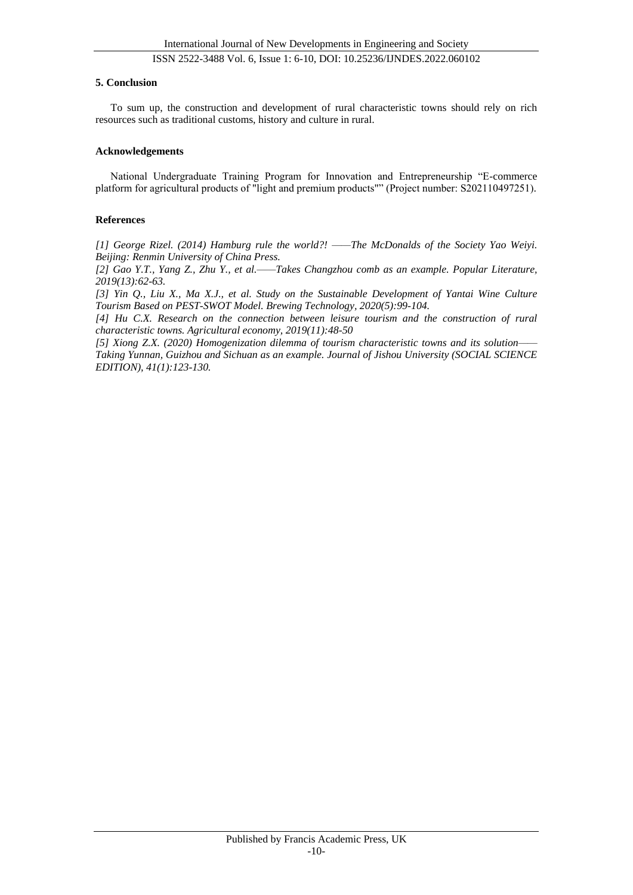## 5. Conclusion

To sum up, the construction and development of rural characteristic towns should rely on rich resources such as traditional customs, history and culture in rural.

## Acknowledgements

National Undergraduate Training Program for Innovation and Entrepreneurship "E-commerce platform for agricultural products of "light and premium products"" (Project number: S202110497251).

## References

*[1] George Rizel. (2014) Hamburg rule the world?! ——The McDonalds of the Society Yao Weiyi. Beijing: Renmin University of China Press.*

*[2] Gao Y.T., Yang Z., Zhu Y., et al.——Takes Changzhou comb as an example. Popular Literature, 2019(13):62-63.*

*[3] Yin Q., Liu X., Ma X.J., et al. Study on the Sustainable Development of Yantai Wine Culture Tourism Based on PEST-SWOT Model. Brewing Technology, 2020(5):99-104.*

*[4] Hu C.X. Research on the connection between leisure tourism and the construction of rural characteristic towns. Agricultural economy, 2019(11):48-50*

*[5] Xiong Z.X. (2020) Homogenization dilemma of tourism characteristic towns and its solution——Taking Yunnan, Guizhou and Sichuan as an example. Journal of Jishou University (SOCIAL SCIENCE EDITION), 41(1):123-130.*